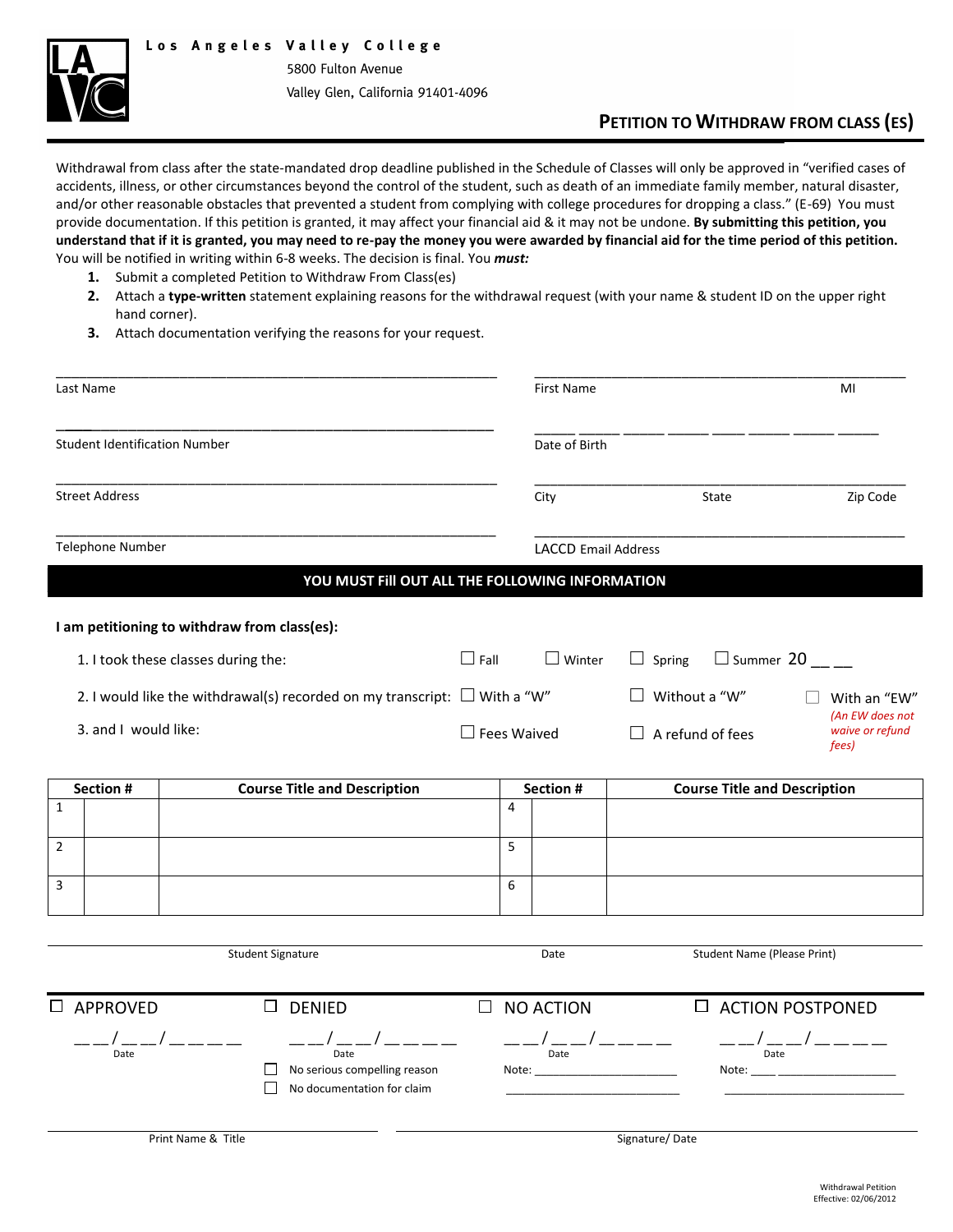**Los Angeles Valley College**

5800 Fulton Avenue

Valley Glen, California 91401-4096

# PETITION TO WITHDRAW FROM CLASS (ES)

Withdrawal from class after the state-mandated drop deadline published in the Schedule of Classes will only be approved in "verified cases of accidents, illness, or other circumstances beyond the control of the student, such as death of an immediate family member, natural disaster, and/or other reasonable obstacles that prevented a student from complying with college procedures for dropping a class." (E-69) You must provide documentation. If this petition is granted, it may affect your financial aid & it may not be undone. **By submitting this petition, you understand that if it is granted, you may need to re-pay the money you were awarded by financial aid for the time period of this petition.** You will be notified in writing within 6-8 weeks. The decision is final. You ***must:***

1. Submit a completed Petition to Withdraw From Class(es)
2. Attach a **type-written** statement explaining reasons for the withdrawal request (with your name & student ID on the upper right hand corner).
3. Attach documentation verifying the reasons for your request.

Last Name ______________________ First Name ______________________ MI ____

Student Identification Number ______________________ Date of Birth ______________________

Street Address ______________________ City ____________ State ______ Zip Code ______

Telephone Number ______________________ LACCD Email Address ______________________

**YOU MUST FIll OUT ALL THE FOLLOWING INFORMATION**

**I am petitioning to withdraw from class(es):**

1. I took these classes during the: ☐ Fall ☐ Winter ☐ Spring ☐ Summer 20 __ __
2. I would like the withdrawal(s) recorded on my transcript: ☐ With a "W" ☐ Without a "W" ☐ With an "EW" *(An EW does not waive or refund fees)*
3. and I would like: ☐ Fees Waived ☐ A refund of fees

| | Section # | Course Title and Description | | Section # | Course Title and Description |
|---|---|---|---|---|---|
| 1 | | | 4 | | |
| 2 | | | 5 | | |
| 3 | | | 6 | | |

Student Signature ______________________ Date ____________ Student Name (Please Print) ______________________

☐ APPROVED

__ __/__ __/__ __ __ __ Date

☐ DENIED

__ __/__ __/__ __ __ __ Date

☐ No serious compelling reason

☐ No documentation for claim

☐ NO ACTION

__ __/__ __/__ __ __ __ Date

Note: ______________________

☐ ACTION POSTPONED

__ __/__ __/__ __ __ __ Date

Note: ______________________

Print Name & Title ______________________ Signature/ Date ______________________

Withdrawal Petition
Effective: 02/06/2012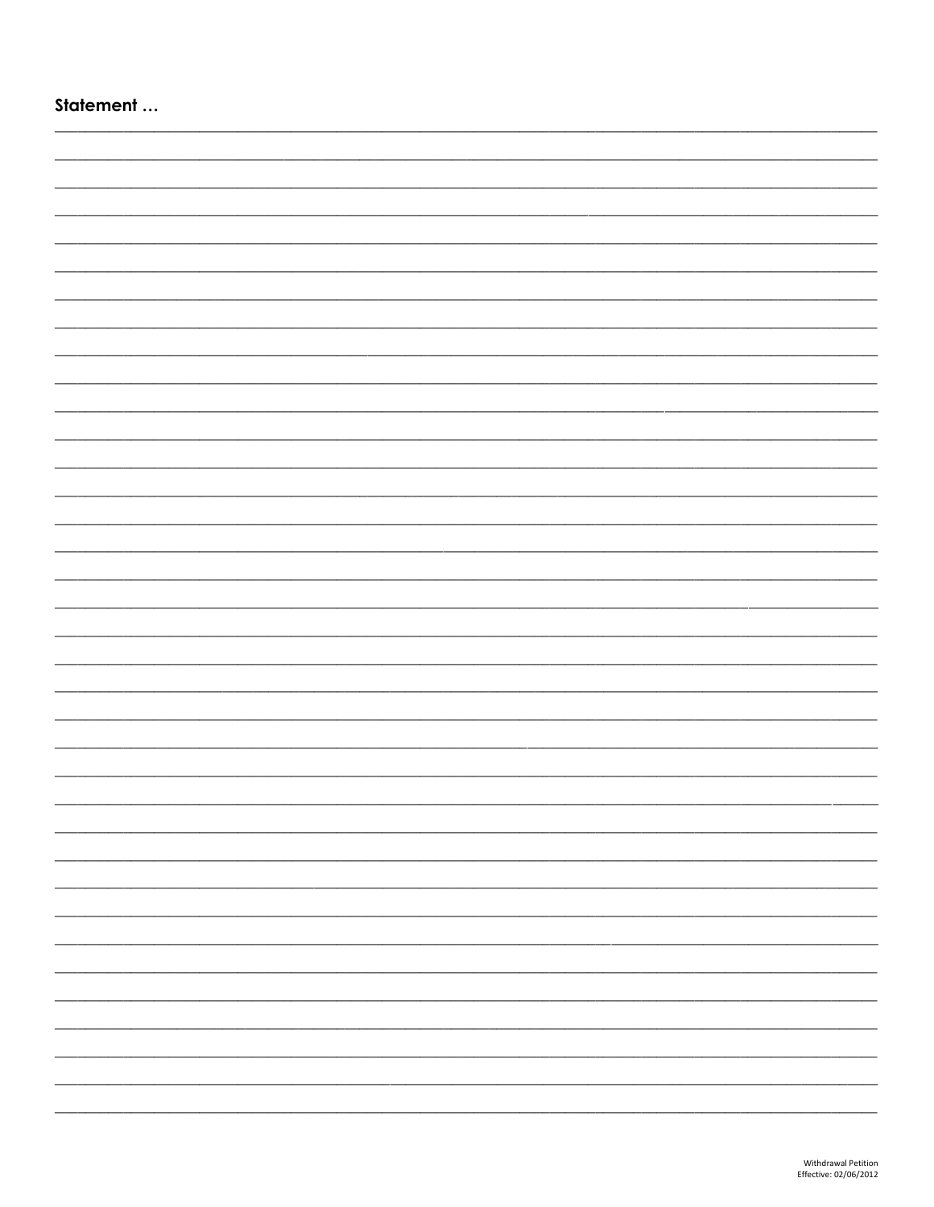**Statement …**

______________________________________________________________________________

______________________________________________________________________________

______________________________________________________________________________

______________________________________________________________________________

______________________________________________________________________________

______________________________________________________________________________

______________________________________________________________________________

______________________________________________________________________________

______________________________________________________________________________

______________________________________________________________________________

______________________________________________________________________________

______________________________________________________________________________

______________________________________________________________________________

______________________________________________________________________________

______________________________________________________________________________

______________________________________________________________________________

______________________________________________________________________________

______________________________________________________________________________

______________________________________________________________________________

______________________________________________________________________________

______________________________________________________________________________

______________________________________________________________________________

______________________________________________________________________________

______________________________________________________________________________

______________________________________________________________________________

______________________________________________________________________________

______________________________________________________________________________

______________________________________________________________________________

______________________________________________________________________________

______________________________________________________________________________

______________________________________________________________________________

______________________________________________________________________________

______________________________________________________________________________

______________________________________________________________________________

______________________________________________________________________________

______________________________________________________________________________